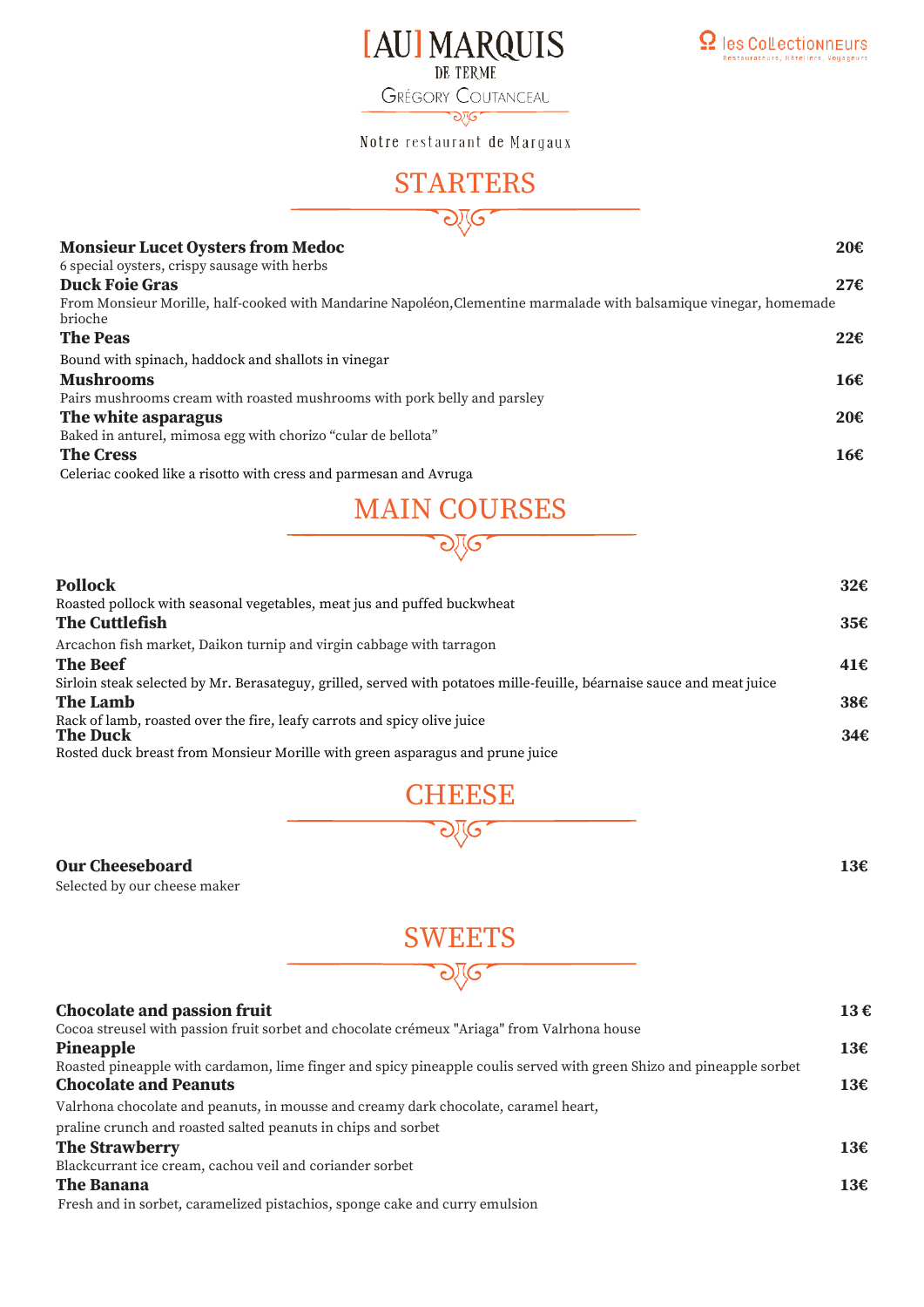# [AU] MARQUIS DE TERME

Grégory Coutanceal

les Collectionneurs
Restaurateurs, Hôteliers, Voyageurs

Notre restaurant de Margaux

## STARTERS

**Monsieur Lucet Oysters from Medoc** **20€**
6 special oysters, crispy sausage with herbs

**Duck Foie Gras** **27€**
From Monsieur Morille, half-cooked with Mandarine Napoléon,Clementine marmalade with balsamique vinegar, homemade brioche

**The Peas** **22€**
Bound with spinach, haddock and shallots in vinegar

**Mushrooms** **16€**
Pairs mushrooms cream with roasted mushrooms with pork belly and parsley

**The white asparagus** **20€**
Baked in anturel, mimosa egg with chorizo “cular de bellota”

**The Cress** **16€**
Celeriac cooked like a risotto with cress and parmesan and Avruga

## MAIN COURSES

**Pollock** **32€**
Roasted pollock with seasonal vegetables, meat jus and puffed buckwheat

**The Cuttlefish** **35€**
Arcachon fish market, Daikon turnip and virgin cabbage with tarragon

**The Beef** **41€**
Sirloin steak selected by Mr. Berasateguy, grilled, served with potatoes mille-feuille, béarnaise sauce and meat juice

**The Lamb** **38€**
Rack of lamb, roasted over the fire, leafy carrots and spicy olive juice

**The Duck** **34€**
Rosted duck breast from Monsieur Morille with green asparagus and prune juice

## CHEESE

**Our Cheeseboard** **13€**
Selected by our cheese maker

## SWEETS

**Chocolate and passion fruit** **13 €**
Cocoa streusel with passion fruit sorbet and chocolate crémeux "Ariaga" from Valrhona house

**Pineapple** **13€**
Roasted pineapple with cardamon, lime finger and spicy pineapple coulis served with green Shizo and pineapple sorbet

**Chocolate and Peanuts** **13€**
Valrhona chocolate and peanuts, in mousse and creamy dark chocolate, caramel heart,
praline crunch and roasted salted peanuts in chips and sorbet

**The Strawberry** **13€**
Blackcurrant ice cream, cachou veil and coriander sorbet

**The Banana** **13€**
Fresh and in sorbet, caramelized pistachios, sponge cake and curry emulsion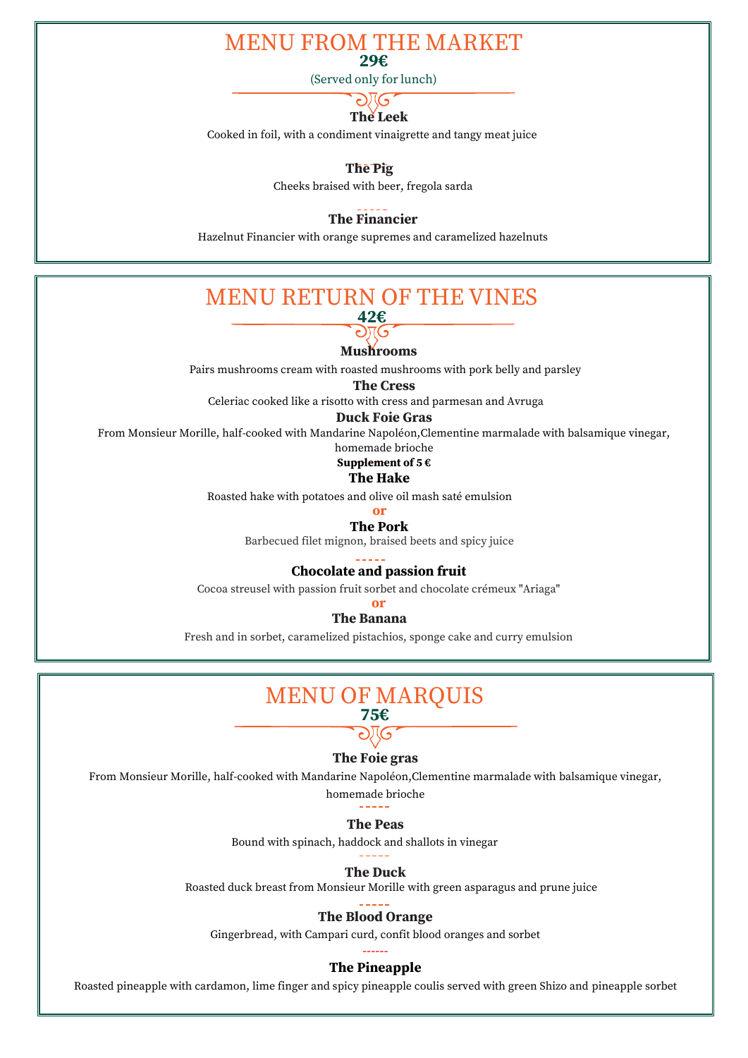# MENU FROM THE MARKET

**29€**

(Served only for lunch)

**The Leek**

Cooked in foil, with a condiment vinaigrette and tangy meat juice

**The Pig**

Cheeks braised with beer, fregola sarda

-----

**The Financier**

Hazelnut Financier with orange supremes and caramelized hazelnuts

# MENU RETURN OF THE VINES

**42€**

**Mushrooms**

Pairs mushrooms cream with roasted mushrooms with pork belly and parsley

**The Cress**

Celeriac cooked like a risotto with cress and parmesan and Avruga

**Duck Foie Gras**

From Monsieur Morille, half-cooked with Mandarine Napoléon,Clementine marmalade with balsamique vinegar, homemade brioche

**Supplement of 5 €**

**The Hake**

Roasted hake with potatoes and olive oil mash saté emulsion

**or**

**The Pork**

Barbecued filet mignon, braised beets and spicy juice

-----

**Chocolate and passion fruit**

Cocoa streusel with passion fruit sorbet and chocolate crémeux "Ariaga"

**or**

**The Banana**

Fresh and in sorbet, caramelized pistachios, sponge cake and curry emulsion

# MENU OF MARQUIS

**75€**

**The Foie gras**

From Monsieur Morille, half-cooked with Mandarine Napoléon,Clementine marmalade with balsamique vinegar, homemade brioche

-----

**The Peas**

Bound with spinach, haddock and shallots in vinegar

-----

**The Duck**

Roasted duck breast from Monsieur Morille with green asparagus and prune juice

-----

**The Blood Orange**

Gingerbread, with Campari curd, confit blood oranges and sorbet

------

**The Pineapple**

Roasted pineapple with cardamon, lime finger and spicy pineapple coulis served with green Shizo and pineapple sorbet